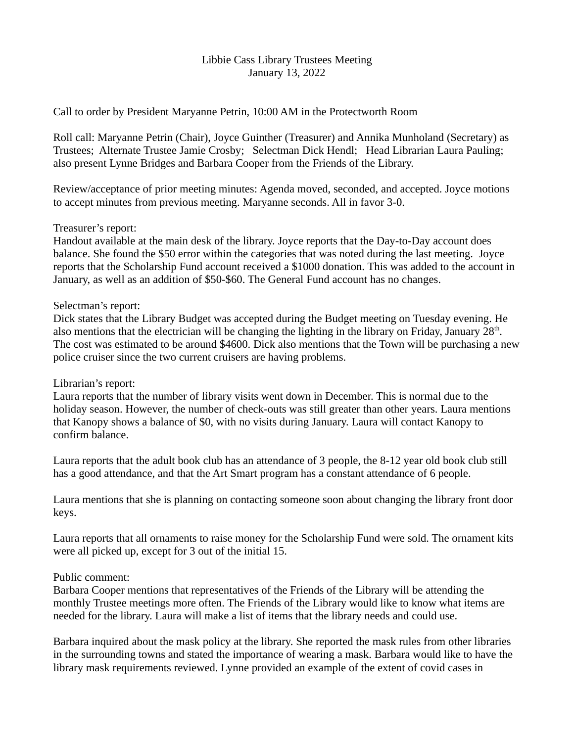Libbie Cass Library Trustees Meeting
January 13, 2022

Call to order by President Maryanne Petrin, 10:00 AM in the Protectworth Room

Roll call: Maryanne Petrin (Chair), Joyce Guinther (Treasurer) and Annika Munholand (Secretary) as Trustees; Alternate Trustee Jamie Crosby; Selectman Dick Hendl; Head Librarian Laura Pauling; also present Lynne Bridges and Barbara Cooper from the Friends of the Library.

Review/acceptance of prior meeting minutes: Agenda moved, seconded, and accepted. Joyce motions to accept minutes from previous meeting. Maryanne seconds. All in favor 3-0.

Treasurer's report:
Handout available at the main desk of the library. Joyce reports that the Day-to-Day account does balance. She found the $50 error within the categories that was noted during the last meeting. Joyce reports that the Scholarship Fund account received a $1000 donation. This was added to the account in January, as well as an addition of $50-$60. The General Fund account has no changes.

Selectman's report:
Dick states that the Library Budget was accepted during the Budget meeting on Tuesday evening. He also mentions that the electrician will be changing the lighting in the library on Friday, January 28th. The cost was estimated to be around $4600. Dick also mentions that the Town will be purchasing a new police cruiser since the two current cruisers are having problems.

Librarian's report:
Laura reports that the number of library visits went down in December. This is normal due to the holiday season. However, the number of check-outs was still greater than other years. Laura mentions that Kanopy shows a balance of $0, with no visits during January. Laura will contact Kanopy to confirm balance.

Laura reports that the adult book club has an attendance of 3 people, the 8-12 year old book club still has a good attendance, and that the Art Smart program has a constant attendance of 6 people.

Laura mentions that she is planning on contacting someone soon about changing the library front door keys.

Laura reports that all ornaments to raise money for the Scholarship Fund were sold. The ornament kits were all picked up, except for 3 out of the initial 15.

Public comment:
Barbara Cooper mentions that representatives of the Friends of the Library will be attending the monthly Trustee meetings more often. The Friends of the Library would like to know what items are needed for the library. Laura will make a list of items that the library needs and could use.

Barbara inquired about the mask policy at the library. She reported the mask rules from other libraries in the surrounding towns and stated the importance of wearing a mask. Barbara would like to have the library mask requirements reviewed. Lynne provided an example of the extent of covid cases in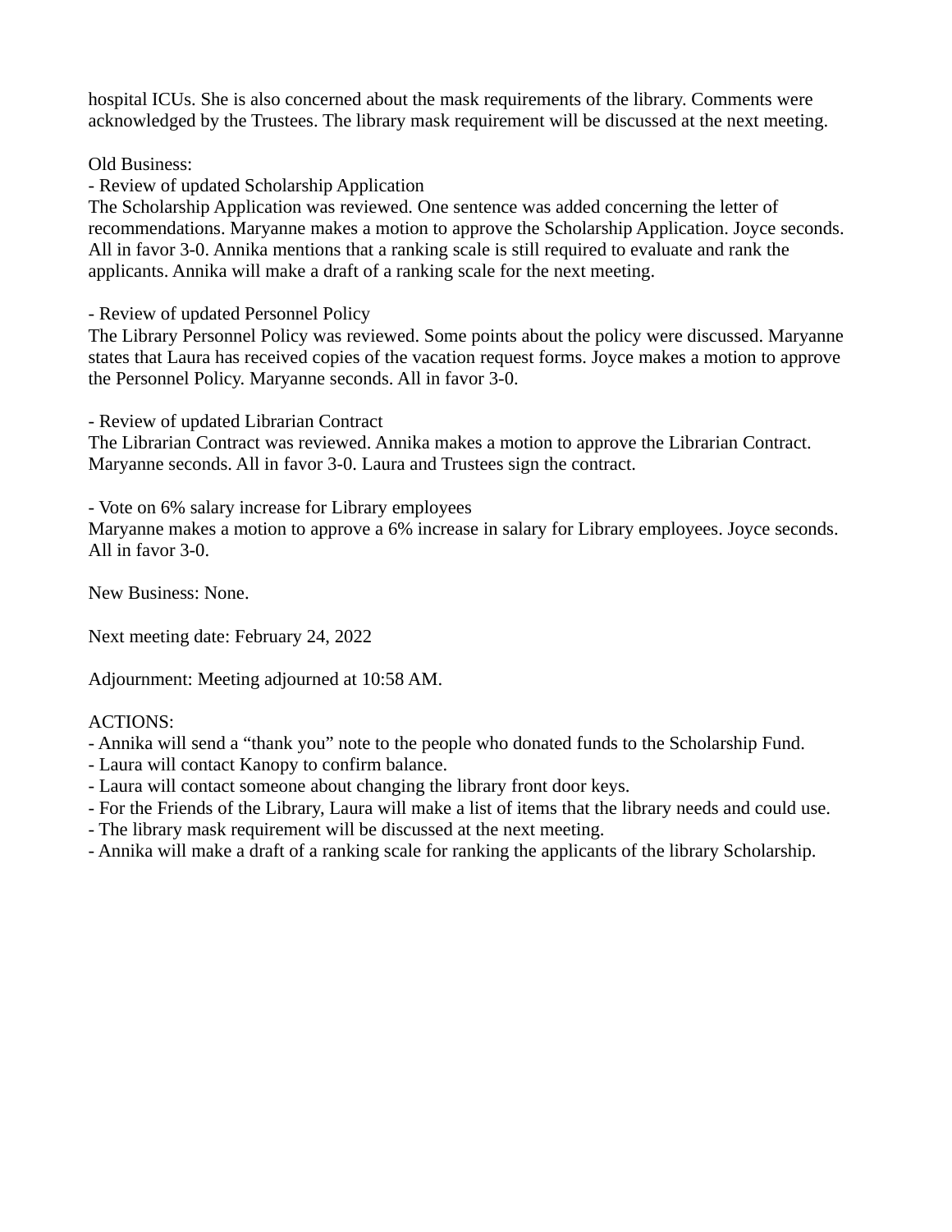hospital ICUs. She is also concerned about the mask requirements of the library. Comments were acknowledged by the Trustees. The library mask requirement will be discussed at the next meeting.

Old Business:

- Review of updated Scholarship Application

The Scholarship Application was reviewed. One sentence was added concerning the letter of recommendations. Maryanne makes a motion to approve the Scholarship Application. Joyce seconds. All in favor 3-0. Annika mentions that a ranking scale is still required to evaluate and rank the applicants. Annika will make a draft of a ranking scale for the next meeting.

- Review of updated Personnel Policy

The Library Personnel Policy was reviewed. Some points about the policy were discussed. Maryanne states that Laura has received copies of the vacation request forms. Joyce makes a motion to approve the Personnel Policy. Maryanne seconds. All in favor 3-0.

- Review of updated Librarian Contract

The Librarian Contract was reviewed. Annika makes a motion to approve the Librarian Contract. Maryanne seconds. All in favor 3-0. Laura and Trustees sign the contract.

- Vote on 6% salary increase for Library employees

Maryanne makes a motion to approve a 6% increase in salary for Library employees. Joyce seconds. All in favor 3-0.

New Business: None.

Next meeting date: February 24, 2022

Adjournment: Meeting adjourned at 10:58 AM.

ACTIONS:

- Annika will send a "thank you" note to the people who donated funds to the Scholarship Fund.
- Laura will contact Kanopy to confirm balance.
- Laura will contact someone about changing the library front door keys.
- For the Friends of the Library, Laura will make a list of items that the library needs and could use.
- The library mask requirement will be discussed at the next meeting.
- Annika will make a draft of a ranking scale for ranking the applicants of the library Scholarship.